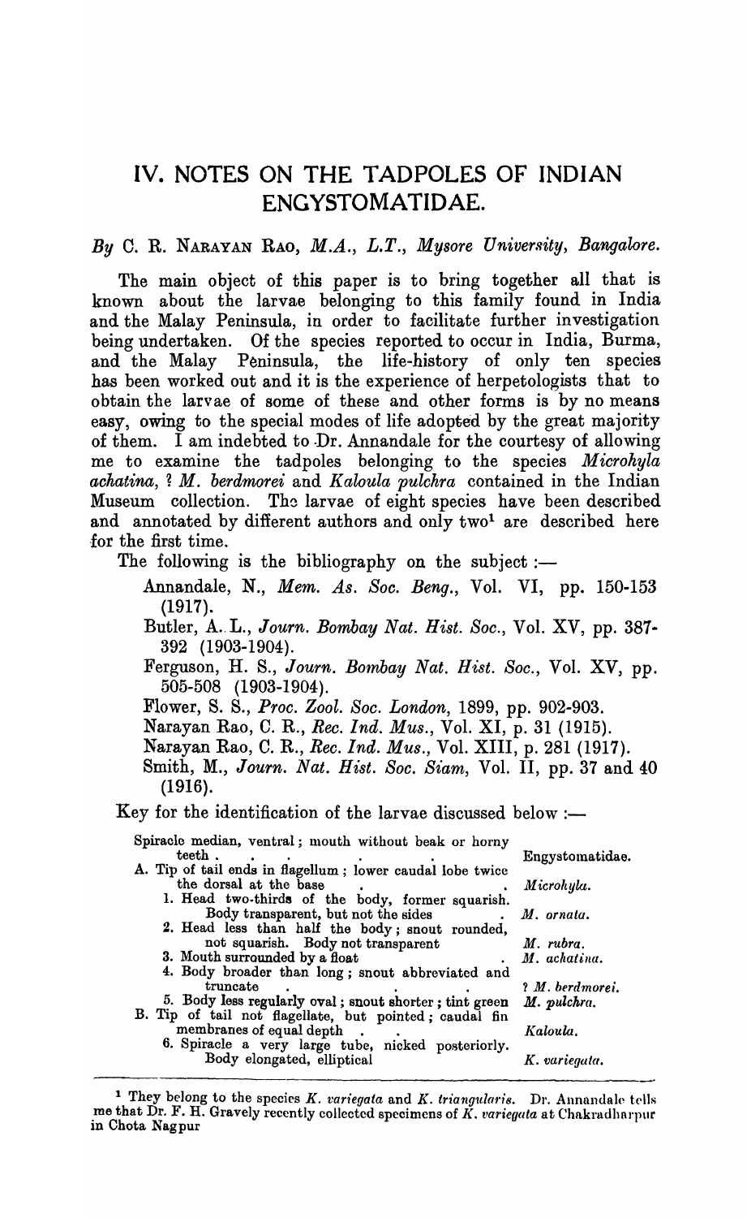# IV. NOTES ON THE TADPOLES OF INDIAN ENGYSTOMATIDAE.

*By* C. R. NARAYAN RAO, *M.A.*, *L.T.*, *Mysore University, Bangalore.*

The main object of this paper is to bring together all that is known about the larvae belonging to this family found in India and the Malay Peninsula, in order to facilitate further investigation being undertaken. Of the species reported to occur in India, Burma, and the Malay Peninsula, the life-history of only ten species has been worked out and it is the experience of herpetologists that to obtain the larvae of some of these and other forms is by no means easy, owing to the special modes of life adopted by the great majority of them. I am indebted to Dr. Annandale for the courtesy of allowing me to examine the tadpoles belonging to the species *Microhyla achatina*, ? *M. berdmorei* and *Kaloula pulchra* contained in the Indian Museum collection. The larvae of eight species have been described and annotated by different authors and only two[1] are described here for the first time.

The following is the bibliography on the subject :—

- Annandale, N., *Mem. As. Soc. Beng.*, Vol. VI, pp. 150-153 (1917).
- Butler, A. L., *Journ. Bombay Nat. Hist. Soc.*, Vol. XV, pp. 387-392 (1903-1904).
- Ferguson, H. S., *Journ. Bombay Nat. Hist. Soc.*, Vol. XV, pp. 505-508 (1903-1904).
- Flower, S. S., *Proc. Zool. Soc. London*, 1899, pp. 902-903.
- Narayan Rao, C. R., *Rec. Ind. Mus.*, Vol. XI, p. 31 (1915).
- Narayan Rao, C. R., *Rec. Ind. Mus.*, Vol. XIII, p. 281 (1917).
- Smith, M., *Journ. Nat. Hist. Soc. Siam*, Vol. II, pp. 37 and 40 (1916).

Key for the identification of the larvae discussed below :—

| | |
|---|---|
| Spiracle median, ventral ; mouth without beak or horny teeth . . . . . | Engystomatidae. |
| A. Tip of tail ends in flagellum ; lower caudal lobe twice the dorsal at the base . . | *Microhyla*. |
| 1. Head two-thirds of the body, former squarish. Body transparent, but not the sides . | *M. ornata*. |
| 2. Head less than half the body ; snout rounded, not squarish. Body not transparent | *M. rubra*. |
| 3. Mouth surrounded by a float . | *M. achatina*. |
| 4. Body broader than long ; snout abbreviated and truncate . . . | ? *M. berdmorei*. |
| 5. Body less regularly oval ; snout shorter ; tint green | *M. pulchra*. |
| B. Tip of tail not flagellate, but pointed ; caudal fin membranes of equal depth . . | *Kaloula*. |
| 6. Spiracle a very large tube, nicked posteriorly. Body elongated, elliptical | *K. variegata*. |

[1] They belong to the species *K. variegata* and *K. triangularis*. Dr. Annandale tells me that Dr. F. H. Gravely recently collected specimens of *K. variegata* at Chakradharpur in Chota Nagpur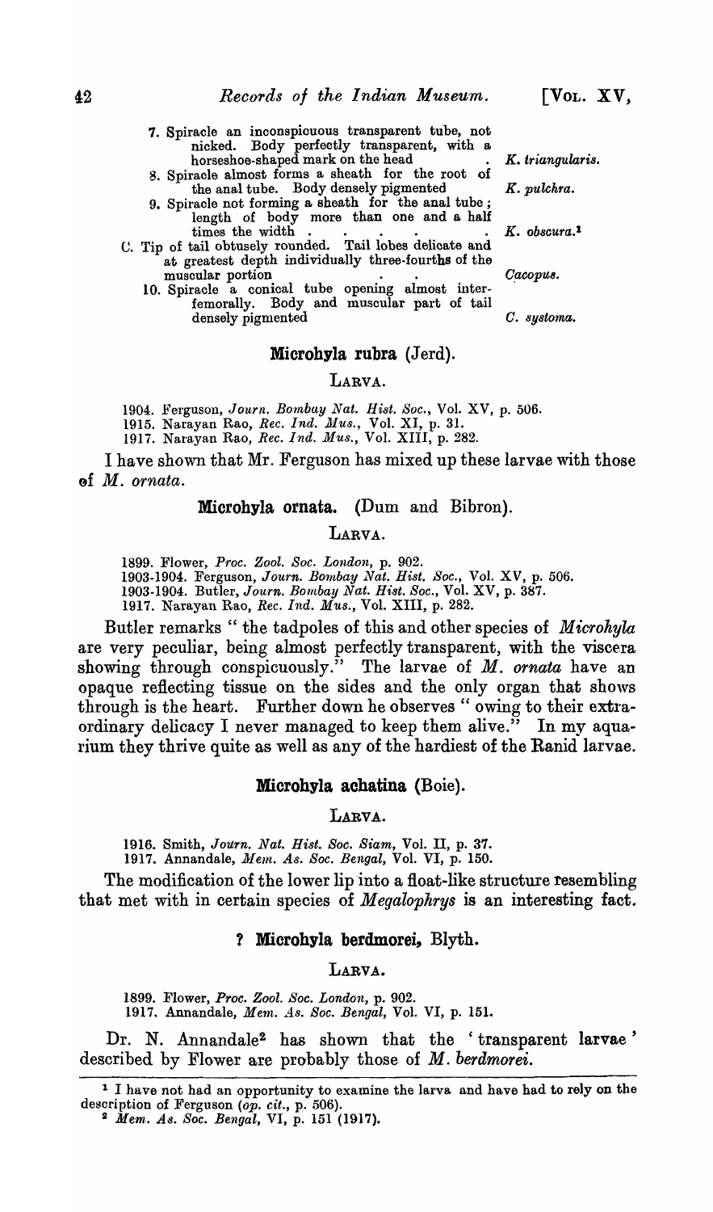7. Spiracle an inconspicuous transparent tube, not nicked. Body perfectly transparent, with a horseshoe-shaped mark on the head . . . *K. triangularis.*
8. Spiracle almost forms a sheath for the root of the anal tube. Body densely pigmented . . . *K. pulchra.*
9. Spiracle not forming a sheath for the anal tube; length of body more than one and a half times the width . . . . . . *K. obscura.*[1]

C. Tip of tail obtusely rounded. Tail lobes delicate and at greatest depth individually three-fourths of the muscular portion . . . . *Cacopus.*

10. Spiracle a conical tube opening almost interfemorally. Body and muscular part of tail densely pigmented . . . *C. systoma.*

## Microhyla rubra (Jerd).

### LARVA.

1904. Ferguson, *Journ. Bombay Nat. Hist. Soc.*, Vol. XV, p. 506.
1915. Narayan Rao, *Rec. Ind. Mus.*, Vol. XI, p. 31.
1917. Narayan Rao, *Rec. Ind. Mus.*, Vol. XIII, p. 282.

I have shown that Mr. Ferguson has mixed up these larvae with those of *M. ornata*.

## Microhyla ornata. (Dum and Bibron).

### LARVA.

1899. Flower, *Proc. Zool. Soc. London*, p. 902.
1903-1904. Ferguson, *Journ. Bombay Nat. Hist. Soc.*, Vol. XV, p. 506.
1903-1904. Butler, *Journ. Bombay Nat. Hist. Soc.*, Vol. XV, p. 387.
1917. Narayan Rao, *Rec. Ind. Mus.*, Vol. XIII, p. 282.

Butler remarks " the tadpoles of this and other species of *Microhyla* are very peculiar, being almost perfectly transparent, with the viscera showing through conspicuously." The larvae of *M. ornata* have an opaque reflecting tissue on the sides and the only organ that shows through is the heart. Further down he observes " owing to their extraordinary delicacy I never managed to keep them alive." In my aquarium they thrive quite as well as any of the hardiest of the Ranid larvae.

## Microhyla achatina (Boie).

### LARVA.

1916. Smith, *Journ. Nat. Hist. Soc. Siam*, Vol. II, p. 37.
1917. Annandale, *Mem. As. Soc. Bengal*, Vol. VI, p. 150.

The modification of the lower lip into a float-like structure resembling that met with in certain species of *Megalophrys* is an interesting fact.

## ? Microhyla berdmorei, Blyth.

### LARVA.

1899. Flower, *Proc. Zool. Soc. London*, p. 902.
1917. Annandale, *Mem. As. Soc. Bengal*, Vol. VI, p. 151.

Dr. N. Annandale[2] has shown that the 'transparent larvae' described by Flower are probably those of *M. berdmorei*.

---

[1] I have not had an opportunity to examine the larva and have had to rely on the description of Ferguson (*op. cit.*, p. 506).

[2] *Mem. As. Soc. Bengal*, VI, p. 151 (1917).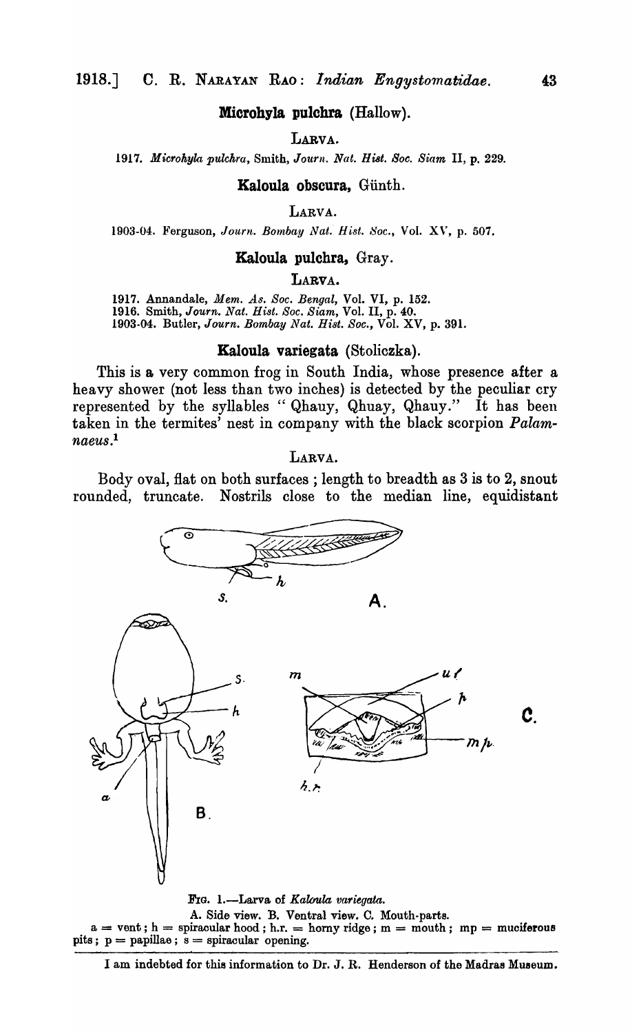## Microhyla pulchra (Hallow).

LARVA.

1917. *Microhyla pulchra*, Smith, *Journ. Nat. Hist. Soc. Siam* II, p. 229.

## Kaloula obscura, Günth.

LARVA.

1903-04. Ferguson, *Journ. Bombay Nat. Hist. Soc.*, Vol. XV, p. 507.

## Kaloula pulchra, Gray.

LARVA.

1917. Annandale, *Mem. As. Soc. Bengal*, Vol. VI, p. 152.
1916. Smith, *Journ. Nat. Hist. Soc. Siam*, Vol. II, p. 40.
1903-04. Butler, *Journ. Bombay Nat. Hist. Soc.*, Vol. XV, p. 391.

## Kaloula variegata (Stoliczka).

This is a very common frog in South India, whose presence after a heavy shower (not less than two inches) is detected by the peculiar cry represented by the syllables "Qhauy, Qhuay, Qhauy." It has been taken in the termites' nest in company with the black scorpion *Palamnaeus*.[1]

LARVA.

Body oval, flat on both surfaces; length to breadth as 3 is to 2, snout rounded, truncate. Nostrils close to the median line, equidistant

FIG. 1.—Larva of *Kaloula variegata*.

A. Side view. B. Ventral view. C. Mouth-parts.

a = vent; h = spiracular hood; h.r. = horny ridge; m = mouth; mp = muciferous pits; p = papillae; s = spiracular opening.

[1] I am indebted for this information to Dr. J. R. Henderson of the Madras Museum.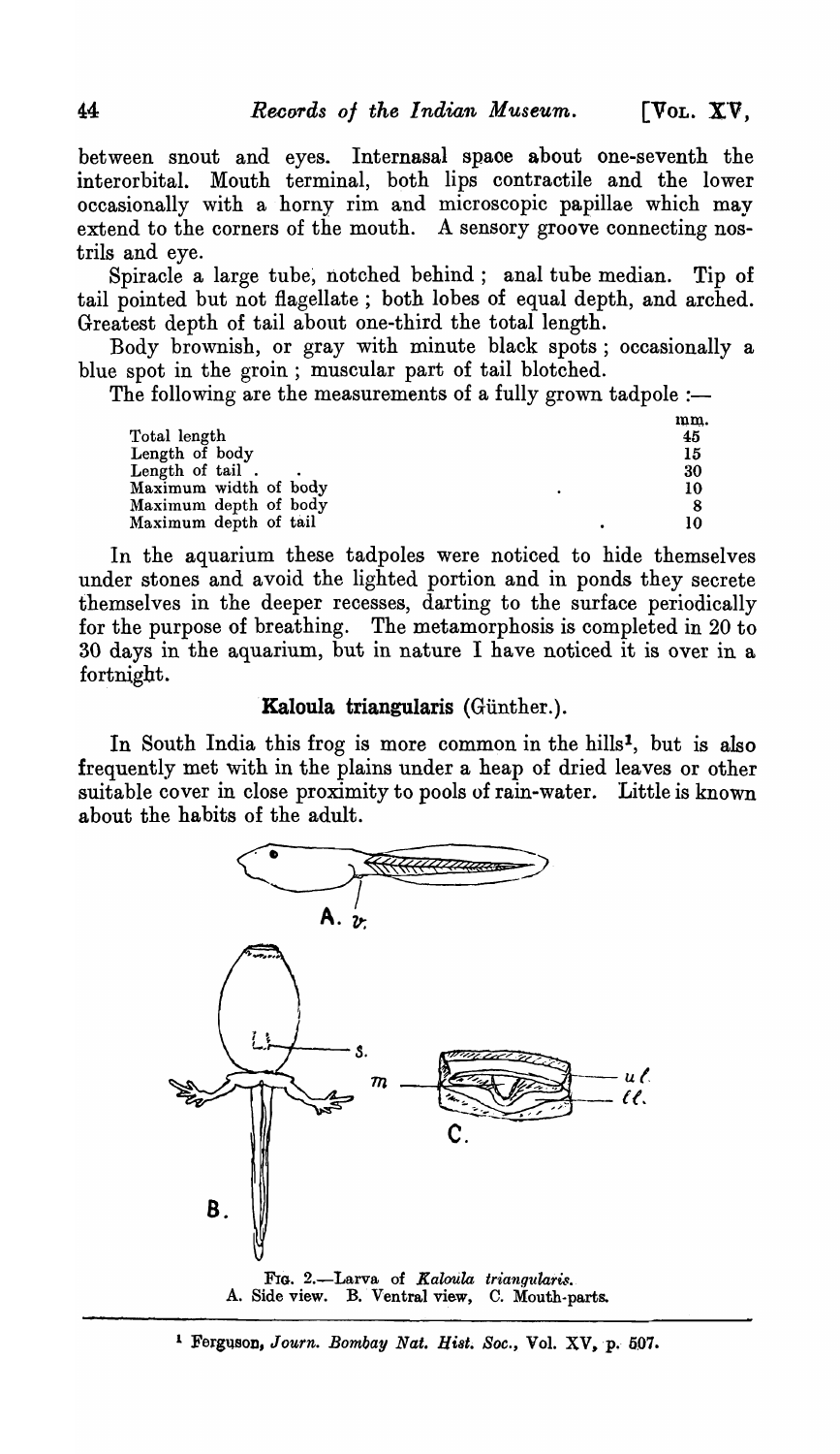between snout and eyes. Internasal space about one-seventh the interorbital. Mouth terminal, both lips contractile and the lower occasionally with a horny rim and microscopic papillae which may extend to the corners of the mouth. A sensory groove connecting nostrils and eye.

Spiracle a large tube, notched behind; anal tube median. Tip of tail pointed but not flagellate; both lobes of equal depth, and arched. Greatest depth of tail about one-third the total length.

Body brownish, or gray with minute black spots; occasionally a blue spot in the groin; muscular part of tail blotched.

The following are the measurements of a fully grown tadpole :—

| | mm. |
|---|---|
| Total length | 45 |
| Length of body | 15 |
| Length of tail | 30 |
| Maximum width of body | 10 |
| Maximum depth of body | 8 |
| Maximum depth of tail | 10 |

In the aquarium these tadpoles were noticed to hide themselves under stones and avoid the lighted portion and in ponds they secrete themselves in the deeper recesses, darting to the surface periodically for the purpose of breathing. The metamorphosis is completed in 20 to 30 days in the aquarium, but in nature I have noticed it is over in a fortnight.

### **Kaloula triangularis** (Günther.).

In South India this frog is more common in the hills[1], but is also frequently met with in the plains under a heap of dried leaves or other suitable cover in close proximity to pools of rain-water. Little is known about the habits of the adult.

A. v.

s.

m

u l.

l l.

C.

B.

FIG. 2.—Larva of *Kaloula triangularis*.
A. Side view. B. Ventral view, C. Mouth-parts.

[1] Ferguson, *Journ. Bombay Nat. Hist. Soc.*, Vol. XV, p. 507.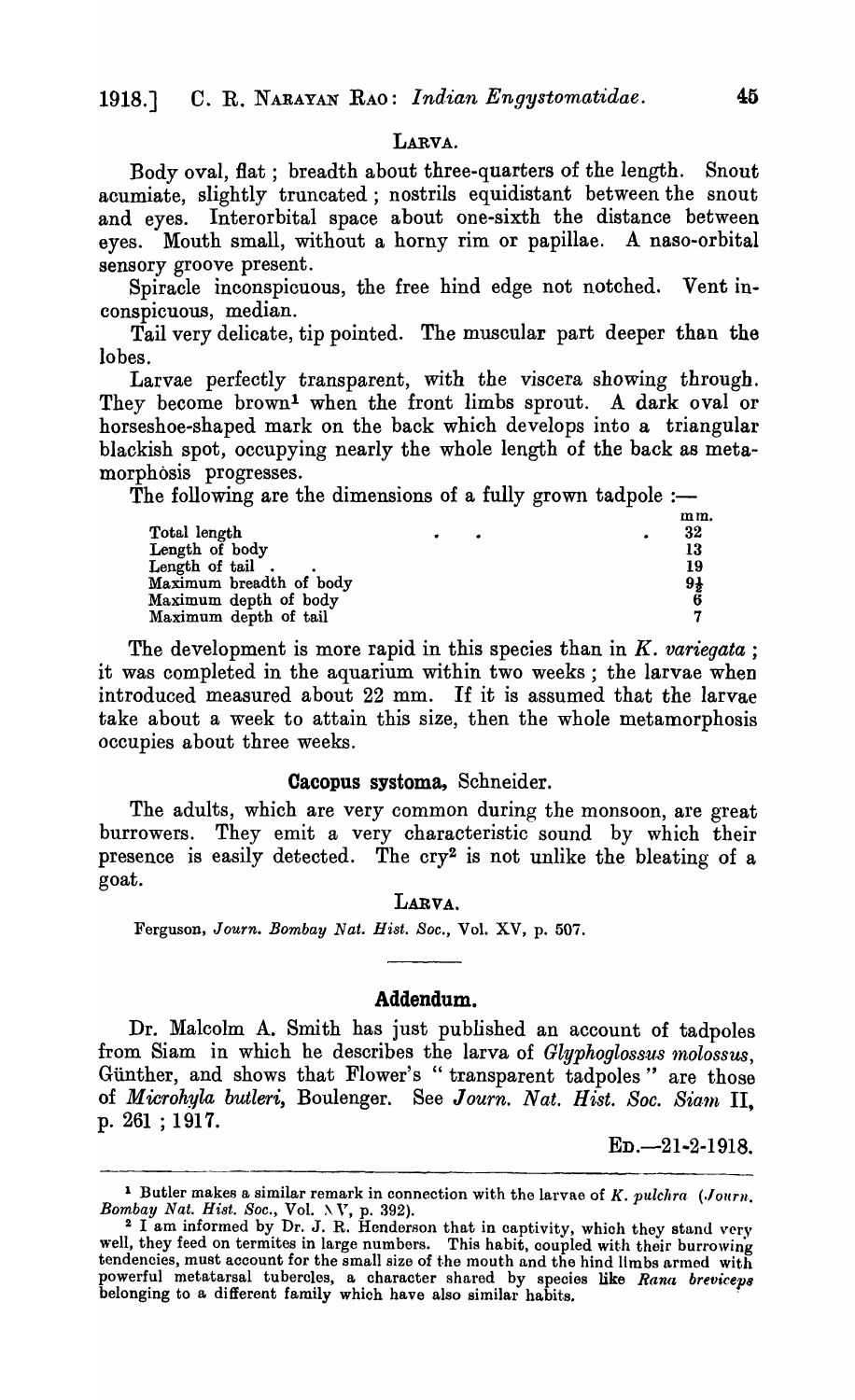LARVA.

Body oval, flat; breadth about three-quarters of the length. Snout acumiate, slightly truncated; nostrils equidistant between the snout and eyes. Interorbital space about one-sixth the distance between eyes. Mouth small, without a horny rim or papillae. A naso-orbital sensory groove present.

Spiracle inconspicuous, the free hind edge not notched. Vent inconspicuous, median.

Tail very delicate, tip pointed. The muscular part deeper than the lobes.

Larvae perfectly transparent, with the viscera showing through. They become brown[1] when the front limbs sprout. A dark oval or horseshoe-shaped mark on the back which develops into a triangular blackish spot, occupying nearly the whole length of the back as metamorphosis progresses.

The following are the dimensions of a fully grown tadpole :—

| | mm. |
|---|---|
| Total length | 32 |
| Length of body | 13 |
| Length of tail | 19 |
| Maximum breadth of body | 9½ |
| Maximum depth of body | 6 |
| Maximum depth of tail | 7 |

The development is more rapid in this species than in *K. variegata*; it was completed in the aquarium within two weeks; the larvae when introduced measured about 22 mm. If it is assumed that the larvae take about a week to attain this size, then the whole metamorphosis occupies about three weeks.

## Cacopus systoma, Schneider.

The adults, which are very common during the monsoon, are great burrowers. They emit a very characteristic sound by which their presence is easily detected. The cry[2] is not unlike the bleating of a goat.

LARVA.

Ferguson, *Journ. Bombay Nat. Hist. Soc.*, Vol. XV, p. 507.

---

## Addendum.

Dr. Malcolm A. Smith has just published an account of tadpoles from Siam in which he describes the larva of *Glyphoglossus molossus*, Günther, and shows that Flower's "transparent tadpoles" are those of *Microhyla butleri*, Boulenger. See *Journ. Nat. Hist. Soc. Siam* II, p. 261; 1917.

ED.—21-2-1918.

---

[1] Butler makes a similar remark in connection with the larvae of *K. pulchra* (*Journ. Bombay Nat. Hist. Soc.*, Vol. XV, p. 392).

[2] I am informed by Dr. J. R. Henderson that in captivity, which they stand very well, they feed on termites in large numbers. This habit, coupled with their burrowing tendencies, must account for the small size of the mouth and the hind limbs armed with powerful metatarsal tubercles, a character shared by species like *Rana breviceps* belonging to a different family which have also similar habits.